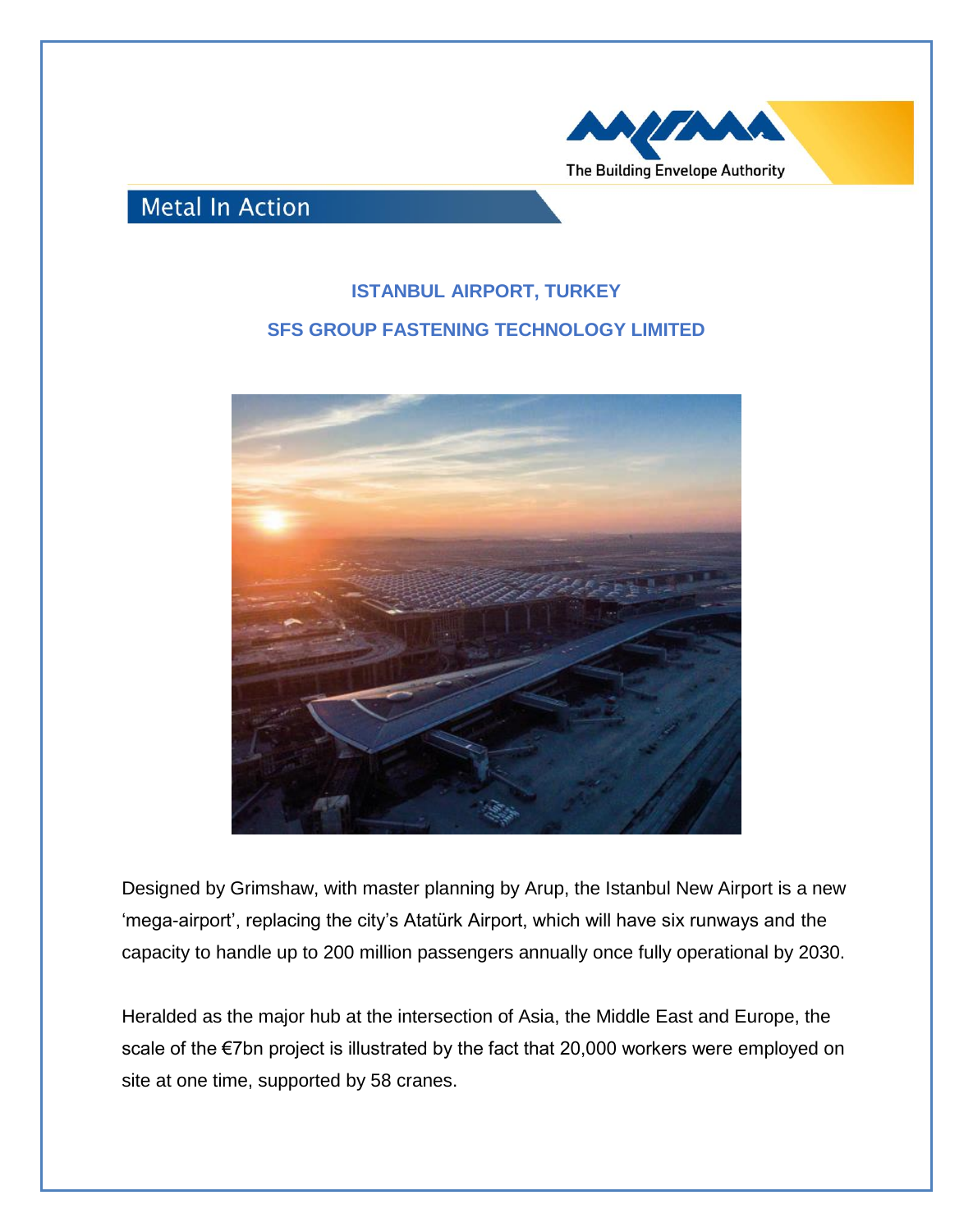The Building Envelope Authority

## Metal In Action

### ISTANBUL AIRPORT, TURKEY

### SFS GROUP FASTENING TECHNOLOGY LIMITED

Designed by Grimshaw, with master planning by Arup, the Istanbul New Airport is a new ‘mega-airport’, replacing the city’s Atatürk Airport, which will have six runways and the capacity to handle up to 200 million passengers annually once fully operational by 2030.

Heralded as the major hub at the intersection of Asia, the Middle East and Europe, the scale of the €7bn project is illustrated by the fact that 20,000 workers were employed on site at one time, supported by 58 cranes.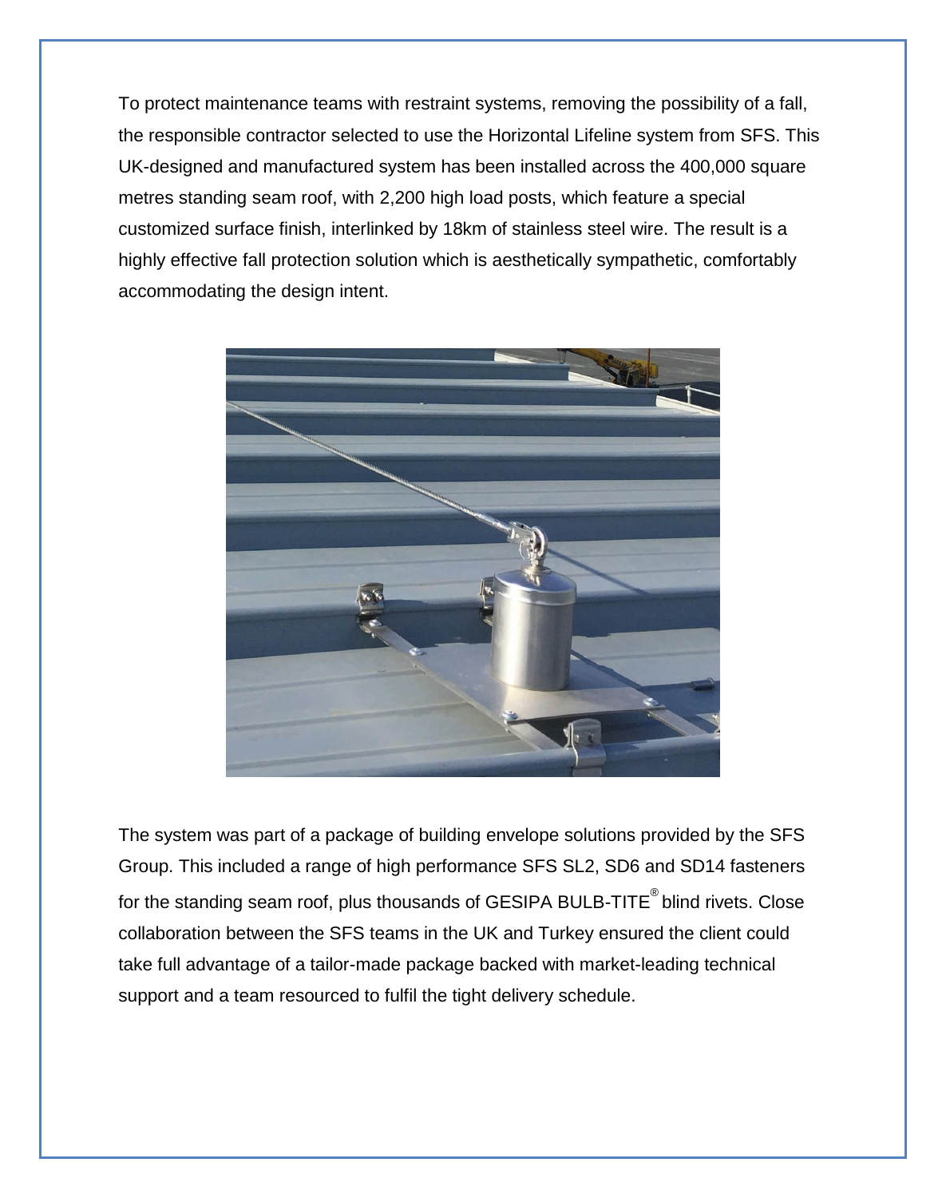To protect maintenance teams with restraint systems, removing the possibility of a fall, the responsible contractor selected to use the Horizontal Lifeline system from SFS. This UK-designed and manufactured system has been installed across the 400,000 square metres standing seam roof, with 2,200 high load posts, which feature a special customized surface finish, interlinked by 18km of stainless steel wire. The result is a highly effective fall protection solution which is aesthetically sympathetic, comfortably accommodating the design intent.

The system was part of a package of building envelope solutions provided by the SFS Group. This included a range of high performance SFS SL2, SD6 and SD14 fasteners for the standing seam roof, plus thousands of GESIPA BULB-TITE® blind rivets. Close collaboration between the SFS teams in the UK and Turkey ensured the client could take full advantage of a tailor-made package backed with market-leading technical support and a team resourced to fulfil the tight delivery schedule.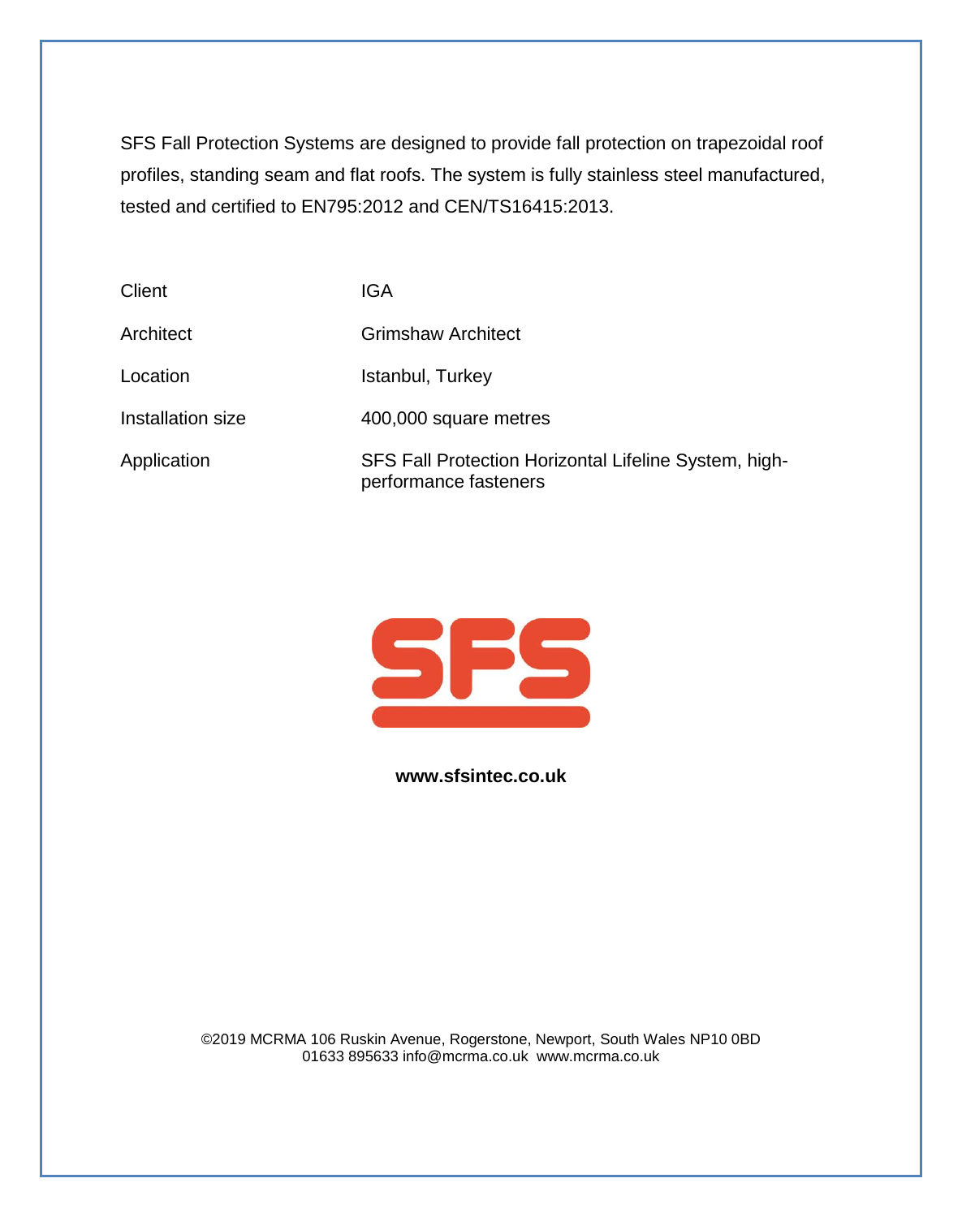SFS Fall Protection Systems are designed to provide fall protection on trapezoidal roof profiles, standing seam and flat roofs. The system is fully stainless steel manufactured, tested and certified to EN795:2012 and CEN/TS16415:2013.

| | |
|---|---|
| Client | IGA |
| Architect | Grimshaw Architect |
| Location | Istanbul, Turkey |
| Installation size | 400,000 square metres |
| Application | SFS Fall Protection Horizontal Lifeline System, high-performance fasteners |

SFS

**www.sfsintec.co.uk**

©2019 MCRMA 106 Ruskin Avenue, Rogerstone, Newport, South Wales NP10 0BD
01633 895633 info@mcrma.co.uk www.mcrma.co.uk